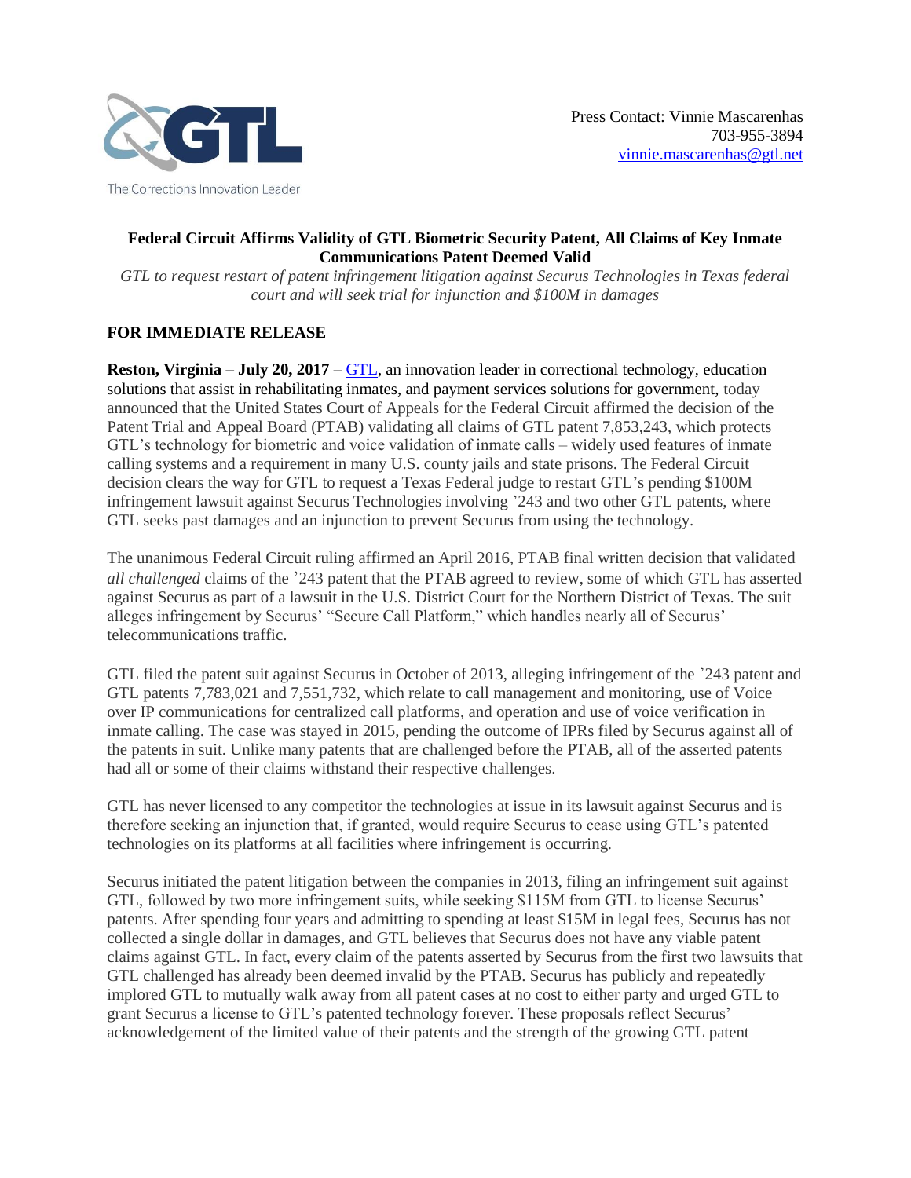The Corrections Innovation Leader

Press Contact: Vinnie Mascarenhas
703-955-3894
vinnie.mascarenhas@gtl.net

**Federal Circuit Affirms Validity of GTL Biometric Security Patent, All Claims of Key Inmate Communications Patent Deemed Valid**

*GTL to request restart of patent infringement litigation against Securus Technologies in Texas federal court and will seek trial for injunction and $100M in damages*

**FOR IMMEDIATE RELEASE**

**Reston, Virginia – July 20, 2017** – GTL, an innovation leader in correctional technology, education solutions that assist in rehabilitating inmates, and payment services solutions for government, today announced that the United States Court of Appeals for the Federal Circuit affirmed the decision of the Patent Trial and Appeal Board (PTAB) validating all claims of GTL patent 7,853,243, which protects GTL's technology for biometric and voice validation of inmate calls – widely used features of inmate calling systems and a requirement in many U.S. county jails and state prisons. The Federal Circuit decision clears the way for GTL to request a Texas Federal judge to restart GTL's pending $100M infringement lawsuit against Securus Technologies involving '243 and two other GTL patents, where GTL seeks past damages and an injunction to prevent Securus from using the technology.

The unanimous Federal Circuit ruling affirmed an April 2016, PTAB final written decision that validated *all challenged* claims of the '243 patent that the PTAB agreed to review, some of which GTL has asserted against Securus as part of a lawsuit in the U.S. District Court for the Northern District of Texas. The suit alleges infringement by Securus' "Secure Call Platform," which handles nearly all of Securus' telecommunications traffic.

GTL filed the patent suit against Securus in October of 2013, alleging infringement of the '243 patent and GTL patents 7,783,021 and 7,551,732, which relate to call management and monitoring, use of Voice over IP communications for centralized call platforms, and operation and use of voice verification in inmate calling. The case was stayed in 2015, pending the outcome of IPRs filed by Securus against all of the patents in suit. Unlike many patents that are challenged before the PTAB, all of the asserted patents had all or some of their claims withstand their respective challenges.

GTL has never licensed to any competitor the technologies at issue in its lawsuit against Securus and is therefore seeking an injunction that, if granted, would require Securus to cease using GTL's patented technologies on its platforms at all facilities where infringement is occurring.

Securus initiated the patent litigation between the companies in 2013, filing an infringement suit against GTL, followed by two more infringement suits, while seeking $115M from GTL to license Securus' patents. After spending four years and admitting to spending at least $15M in legal fees, Securus has not collected a single dollar in damages, and GTL believes that Securus does not have any viable patent claims against GTL. In fact, every claim of the patents asserted by Securus from the first two lawsuits that GTL challenged has already been deemed invalid by the PTAB. Securus has publicly and repeatedly implored GTL to mutually walk away from all patent cases at no cost to either party and urged GTL to grant Securus a license to GTL's patented technology forever. These proposals reflect Securus' acknowledgement of the limited value of their patents and the strength of the growing GTL patent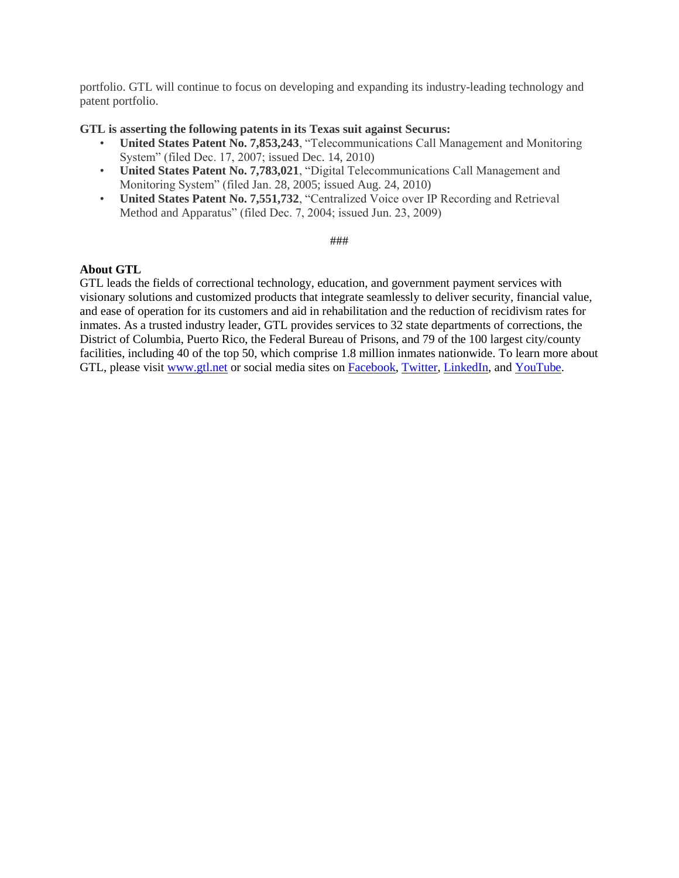portfolio. GTL will continue to focus on developing and expanding its industry-leading technology and patent portfolio.

**GTL is asserting the following patents in its Texas suit against Securus:**

- **United States Patent No. 7,853,243**, "Telecommunications Call Management and Monitoring System" (filed Dec. 17, 2007; issued Dec. 14, 2010)
- **United States Patent No. 7,783,021**, "Digital Telecommunications Call Management and Monitoring System" (filed Jan. 28, 2005; issued Aug. 24, 2010)
- **United States Patent No. 7,551,732**, "Centralized Voice over IP Recording and Retrieval Method and Apparatus" (filed Dec. 7, 2004; issued Jun. 23, 2009)

###

**About GTL**

GTL leads the fields of correctional technology, education, and government payment services with visionary solutions and customized products that integrate seamlessly to deliver security, financial value, and ease of operation for its customers and aid in rehabilitation and the reduction of recidivism rates for inmates. As a trusted industry leader, GTL provides services to 32 state departments of corrections, the District of Columbia, Puerto Rico, the Federal Bureau of Prisons, and 79 of the 100 largest city/county facilities, including 40 of the top 50, which comprise 1.8 million inmates nationwide. To learn more about GTL, please visit www.gtl.net or social media sites on Facebook, Twitter, LinkedIn, and YouTube.